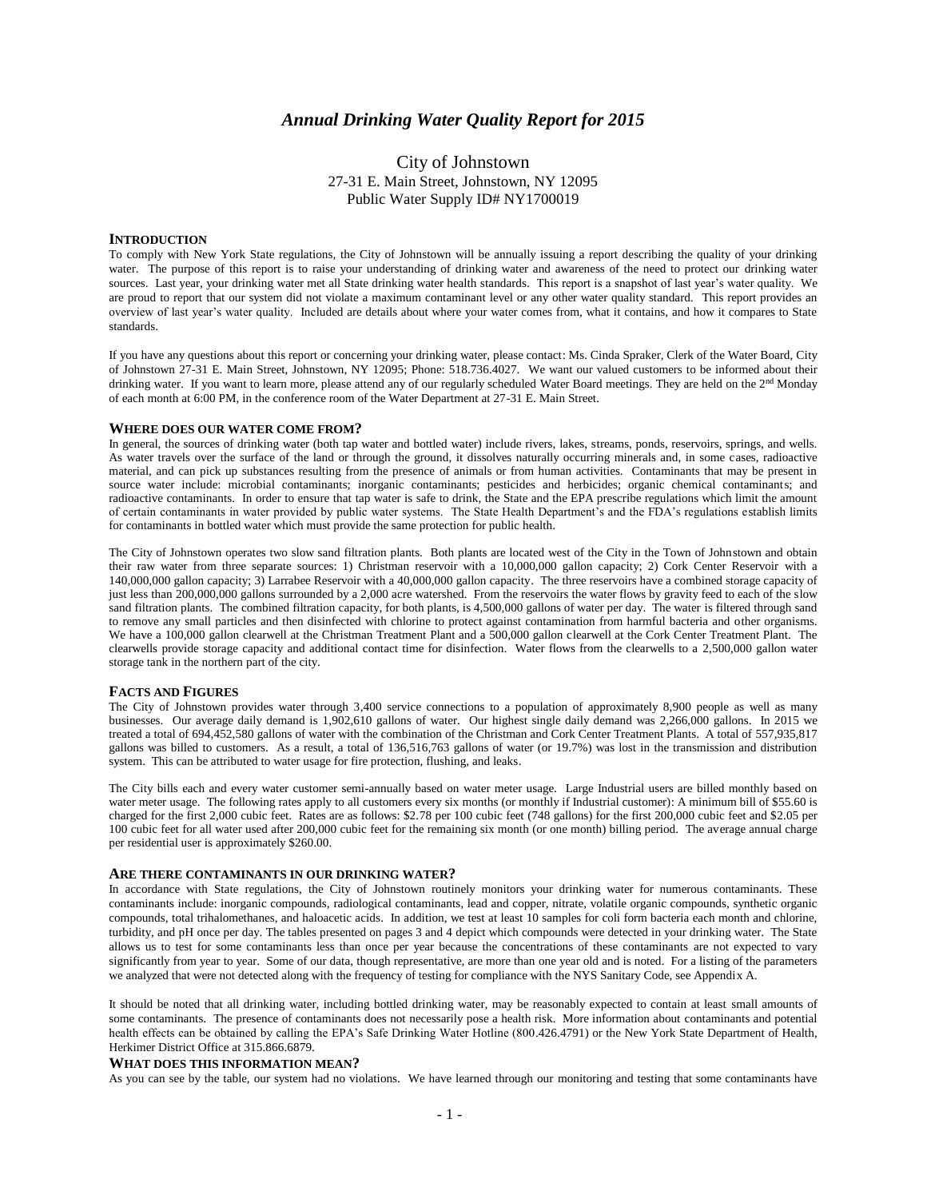# *Annual Drinking Water Quality Report for 2015*

City of Johnstown
27-31 E. Main Street, Johnstown, NY 12095
Public Water Supply ID# NY1700019

## INTRODUCTION

To comply with New York State regulations, the City of Johnstown will be annually issuing a report describing the quality of your drinking water. The purpose of this report is to raise your understanding of drinking water and awareness of the need to protect our drinking water sources. Last year, your drinking water met all State drinking water health standards. This report is a snapshot of last year's water quality. We are proud to report that our system did not violate a maximum contaminant level or any other water quality standard. This report provides an overview of last year's water quality. Included are details about where your water comes from, what it contains, and how it compares to State standards.

If you have any questions about this report or concerning your drinking water, please contact: Ms. Cinda Spraker, Clerk of the Water Board, City of Johnstown 27-31 E. Main Street, Johnstown, NY 12095; Phone: 518.736.4027. We want our valued customers to be informed about their drinking water. If you want to learn more, please attend any of our regularly scheduled Water Board meetings. They are held on the 2nd Monday of each month at 6:00 PM, in the conference room of the Water Department at 27-31 E. Main Street.

## WHERE DOES OUR WATER COME FROM?

In general, the sources of drinking water (both tap water and bottled water) include rivers, lakes, streams, ponds, reservoirs, springs, and wells. As water travels over the surface of the land or through the ground, it dissolves naturally occurring minerals and, in some cases, radioactive material, and can pick up substances resulting from the presence of animals or from human activities. Contaminants that may be present in source water include: microbial contaminants; inorganic contaminants; pesticides and herbicides; organic chemical contaminants; and radioactive contaminants. In order to ensure that tap water is safe to drink, the State and the EPA prescribe regulations which limit the amount of certain contaminants in water provided by public water systems. The State Health Department's and the FDA's regulations establish limits for contaminants in bottled water which must provide the same protection for public health.

The City of Johnstown operates two slow sand filtration plants. Both plants are located west of the City in the Town of Johnstown and obtain their raw water from three separate sources: 1) Christman reservoir with a 10,000,000 gallon capacity; 2) Cork Center Reservoir with a 140,000,000 gallon capacity; 3) Larrabee Reservoir with a 40,000,000 gallon capacity. The three reservoirs have a combined storage capacity of just less than 200,000,000 gallons surrounded by a 2,000 acre watershed. From the reservoirs the water flows by gravity feed to each of the slow sand filtration plants. The combined filtration capacity, for both plants, is 4,500,000 gallons of water per day. The water is filtered through sand to remove any small particles and then disinfected with chlorine to protect against contamination from harmful bacteria and other organisms. We have a 100,000 gallon clearwell at the Christman Treatment Plant and a 500,000 gallon clearwell at the Cork Center Treatment Plant. The clearwells provide storage capacity and additional contact time for disinfection. Water flows from the clearwells to a 2,500,000 gallon water storage tank in the northern part of the city.

## FACTS AND FIGURES

The City of Johnstown provides water through 3,400 service connections to a population of approximately 8,900 people as well as many businesses. Our average daily demand is 1,902,610 gallons of water. Our highest single daily demand was 2,266,000 gallons. In 2015 we treated a total of 694,452,580 gallons of water with the combination of the Christman and Cork Center Treatment Plants. A total of 557,935,817 gallons was billed to customers. As a result, a total of 136,516,763 gallons of water (or 19.7%) was lost in the transmission and distribution system. This can be attributed to water usage for fire protection, flushing, and leaks.

The City bills each and every water customer semi-annually based on water meter usage. Large Industrial users are billed monthly based on water meter usage. The following rates apply to all customers every six months (or monthly if Industrial customer): A minimum bill of $55.60 is charged for the first 2,000 cubic feet. Rates are as follows: $2.78 per 100 cubic feet (748 gallons) for the first 200,000 cubic feet and $2.05 per 100 cubic feet for all water used after 200,000 cubic feet for the remaining six month (or one month) billing period. The average annual charge per residential user is approximately $260.00.

## ARE THERE CONTAMINANTS IN OUR DRINKING WATER?

In accordance with State regulations, the City of Johnstown routinely monitors your drinking water for numerous contaminants. These contaminants include: inorganic compounds, radiological contaminants, lead and copper, nitrate, volatile organic compounds, synthetic organic compounds, total trihalomethanes, and haloacetic acids. In addition, we test at least 10 samples for coli form bacteria each month and chlorine, turbidity, and pH once per day. The tables presented on pages 3 and 4 depict which compounds were detected in your drinking water. The State allows us to test for some contaminants less than once per year because the concentrations of these contaminants are not expected to vary significantly from year to year. Some of our data, though representative, are more than one year old and is noted. For a listing of the parameters we analyzed that were not detected along with the frequency of testing for compliance with the NYS Sanitary Code, see Appendix A.

It should be noted that all drinking water, including bottled drinking water, may be reasonably expected to contain at least small amounts of some contaminants. The presence of contaminants does not necessarily pose a health risk. More information about contaminants and potential health effects can be obtained by calling the EPA's Safe Drinking Water Hotline (800.426.4791) or the New York State Department of Health, Herkimer District Office at 315.866.6879.

## WHAT DOES THIS INFORMATION MEAN?

As you can see by the table, our system had no violations. We have learned through our monitoring and testing that some contaminants have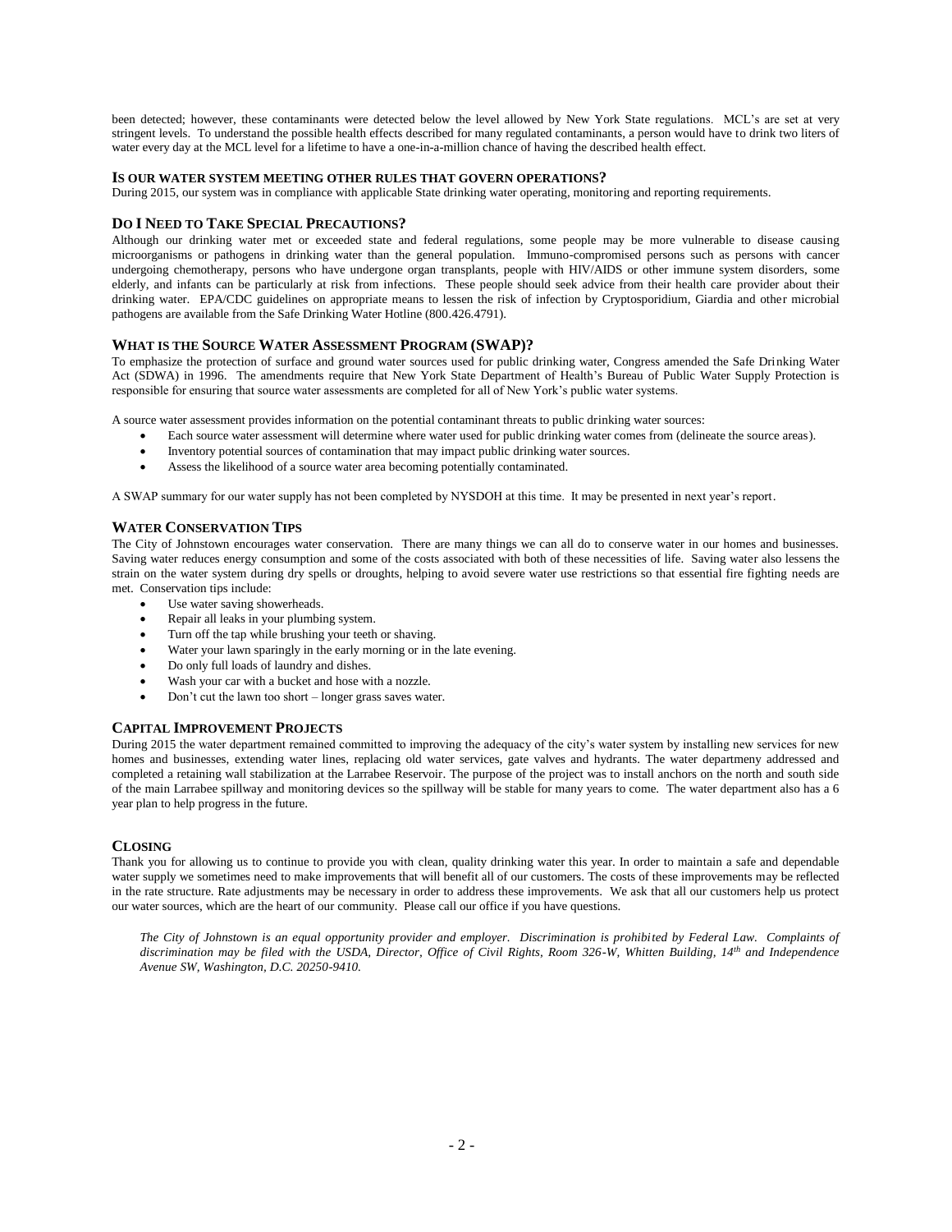been detected; however, these contaminants were detected below the level allowed by New York State regulations. MCL's are set at very stringent levels. To understand the possible health effects described for many regulated contaminants, a person would have to drink two liters of water every day at the MCL level for a lifetime to have a one-in-a-million chance of having the described health effect.

### IS OUR WATER SYSTEM MEETING OTHER RULES THAT GOVERN OPERATIONS?

During 2015, our system was in compliance with applicable State drinking water operating, monitoring and reporting requirements.

### DO I NEED TO TAKE SPECIAL PRECAUTIONS?

Although our drinking water met or exceeded state and federal regulations, some people may be more vulnerable to disease causing microorganisms or pathogens in drinking water than the general population. Immuno-compromised persons such as persons with cancer undergoing chemotherapy, persons who have undergone organ transplants, people with HIV/AIDS or other immune system disorders, some elderly, and infants can be particularly at risk from infections. These people should seek advice from their health care provider about their drinking water. EPA/CDC guidelines on appropriate means to lessen the risk of infection by Cryptosporidium, Giardia and other microbial pathogens are available from the Safe Drinking Water Hotline (800.426.4791).

### WHAT IS THE SOURCE WATER ASSESSMENT PROGRAM (SWAP)?

To emphasize the protection of surface and ground water sources used for public drinking water, Congress amended the Safe Drinking Water Act (SDWA) in 1996. The amendments require that New York State Department of Health's Bureau of Public Water Supply Protection is responsible for ensuring that source water assessments are completed for all of New York's public water systems.

A source water assessment provides information on the potential contaminant threats to public drinking water sources:

- Each source water assessment will determine where water used for public drinking water comes from (delineate the source areas).
- Inventory potential sources of contamination that may impact public drinking water sources.
- Assess the likelihood of a source water area becoming potentially contaminated.

A SWAP summary for our water supply has not been completed by NYSDOH at this time. It may be presented in next year's report.

### WATER CONSERVATION TIPS

The City of Johnstown encourages water conservation. There are many things we can all do to conserve water in our homes and businesses. Saving water reduces energy consumption and some of the costs associated with both of these necessities of life. Saving water also lessens the strain on the water system during dry spells or droughts, helping to avoid severe water use restrictions so that essential fire fighting needs are met. Conservation tips include:

- Use water saving showerheads.
- Repair all leaks in your plumbing system.
- Turn off the tap while brushing your teeth or shaving.
- Water your lawn sparingly in the early morning or in the late evening.
- Do only full loads of laundry and dishes.
- Wash your car with a bucket and hose with a nozzle.
- Don't cut the lawn too short – longer grass saves water.

### CAPITAL IMPROVEMENT PROJECTS

During 2015 the water department remained committed to improving the adequacy of the city's water system by installing new services for new homes and businesses, extending water lines, replacing old water services, gate valves and hydrants. The water departmeny addressed and completed a retaining wall stabilization at the Larrabee Reservoir. The purpose of the project was to install anchors on the north and south side of the main Larrabee spillway and monitoring devices so the spillway will be stable for many years to come. The water department also has a 6 year plan to help progress in the future.

### CLOSING

Thank you for allowing us to continue to provide you with clean, quality drinking water this year. In order to maintain a safe and dependable water supply we sometimes need to make improvements that will benefit all of our customers. The costs of these improvements may be reflected in the rate structure. Rate adjustments may be necessary in order to address these improvements. We ask that all our customers help us protect our water sources, which are the heart of our community. Please call our office if you have questions.

*The City of Johnstown is an equal opportunity provider and employer. Discrimination is prohibited by Federal Law. Complaints of discrimination may be filed with the USDA, Director, Office of Civil Rights, Room 326-W, Whitten Building, 14th and Independence Avenue SW, Washington, D.C. 20250-9410.*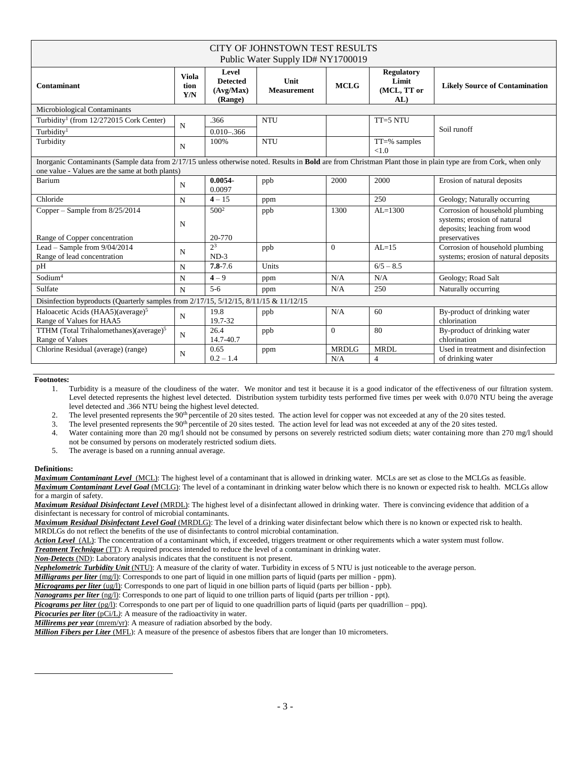| CITY OF JOHNSTOWN TEST RESULTS<br>Public Water Supply ID# NY1700019 | | | | | | |
|---|---|---|---|---|---|---|
| **Contaminant** | **Violation Y/N** | **Level Detected (Avg/Max) (Range)** | **Unit Measurement** | **MCLG** | **Regulatory Limit (MCL, TT or AL)** | **Likely Source of Contamination** |
| Microbiological Contaminants | | | | | | |
| Turbidity[1] (from 12/272015 Cork Center) | N | .366 | NTU | | TT=5 NTU | Soil runoff |
| Turbidity[1] | | 0.010–.366 | | | | |
| Turbidity | N | 100% | NTU | | TT=% samples <1.0 | |
| Inorganic Contaminants (Sample data from 2/17/15 unless otherwise noted. Results in **Bold** are from Christman Plant those in plain type are from Cork, when only one value - Values are the same at both plants) | | | | | | |
| Barium | N | **0.0054**-0.0097 | ppb | 2000 | 2000 | Erosion of natural deposits |
| Chloride | N | **4** – 15 | ppm | | 250 | Geology; Naturally occurring |
| Copper – Sample from 8/25/2014<br><br>Range of Copper concentration | N | 500[2]<br><br>20-770 | ppb | 1300 | AL=1300 | Corrosion of household plumbing systems; erosion of natural deposits; leaching from wood preservatives |
| Lead – Sample from 9/04/2014<br>Range of lead concentration | N | 2[3]<br>ND-3 | ppb | 0 | AL=15 | Corrosion of household plumbing systems; erosion of natural deposits |
| pH | N | **7.8**-7.6 | Units | | 6/5 – 8.5 | |
| Sodium[4] | N | **4** – 9 | ppm | N/A | N/A | Geology; Road Salt |
| Sulfate | N | 5-6 | ppm | N/A | 250 | Naturally occurring |
| Disinfection byproducts (Quarterly samples from 2/17/15, 5/12/15, 8/11/15 & 11/12/15 | | | | | | |
| Haloacetic Acids (HAA5)(average)[5]<br>Range of Values for HAA5 | N | 19.8<br>19.7-32 | ppb | N/A | 60 | By-product of drinking water chlorination |
| TTHM (Total Trihalomethanes)(average)[5]<br>Range of Values | N | 26.4<br>14.7-40.7 | ppb | 0 | 80 | By-product of drinking water chlorination |
| Chlorine Residual (average) (range) | N | 0.65<br>0.2 – 1.4 | ppm | MRDLG<br>N/A | MRDL<br>4 | Used in treatment and disinfection of drinking water |

**Footnotes:**

1. Turbidity is a measure of the cloudiness of the water. We monitor and test it because it is a good indicator of the effectiveness of our filtration system. Level detected represents the highest level detected. Distribution system turbidity tests performed five times per week with 0.070 NTU being the average level detected and .366 NTU being the highest level detected.
2. The level presented represents the 90th percentile of 20 sites tested. The action level for copper was not exceeded at any of the 20 sites tested.
3. The level presented represents the 90th percentile of 20 sites tested. The action level for lead was not exceeded at any of the 20 sites tested.
4. Water containing more than 20 mg/l should not be consumed by persons on severely restricted sodium diets; water containing more than 270 mg/l should not be consumed by persons on moderately restricted sodium diets.
5. The average is based on a running annual average.

**Definitions:**

***Maximum Contaminant Level*** (MCL): The highest level of a contaminant that is allowed in drinking water. MCLs are set as close to the MCLGs as feasible.
***Maximum Contaminant Level Goal*** (MCLG): The level of a contaminant in drinking water below which there is no known or expected risk to health. MCLGs allow for a margin of safety.
***Maximum Residual Disinfectant Level*** (MRDL): The highest level of a disinfectant allowed in drinking water. There is convincing evidence that addition of a disinfectant is necessary for control of microbial contaminants.
***Maximum Residual Disinfectant Level Goal*** (MRDLG): The level of a drinking water disinfectant below which there is no known or expected risk to health. MRDLGs do not reflect the benefits of the use of disinfectants to control microbial contamination.
***Action Level*** (AL): The concentration of a contaminant which, if exceeded, triggers treatment or other requirements which a water system must follow.
***Treatment Technique*** (TT): A required process intended to reduce the level of a contaminant in drinking water.
***Non-Detects*** (ND): Laboratory analysis indicates that the constituent is not present.
***Nephelometric Turbidity Unit*** (NTU): A measure of the clarity of water. Turbidity in excess of 5 NTU is just noticeable to the average person.
***Milligrams per liter*** (mg/l): Corresponds to one part of liquid in one million parts of liquid (parts per million - ppm).
***Micrograms per liter*** (ug/l): Corresponds to one part of liquid in one billion parts of liquid (parts per billion - ppb).
***Nanograms per liter*** (ng/l): Corresponds to one part of liquid to one trillion parts of liquid (parts per trillion - ppt).
***Picograms per liter*** (pg/l): Corresponds to one part per of liquid to one quadrillion parts of liquid (parts per quadrillion – ppq).
***Picocuries per liter*** (pCi/L): A measure of the radioactivity in water.
***Millirems per year*** (mrem/yr): A measure of radiation absorbed by the body.
***Million Fibers per Liter*** (MFL): A measure of the presence of asbestos fibers that are longer than 10 micrometers.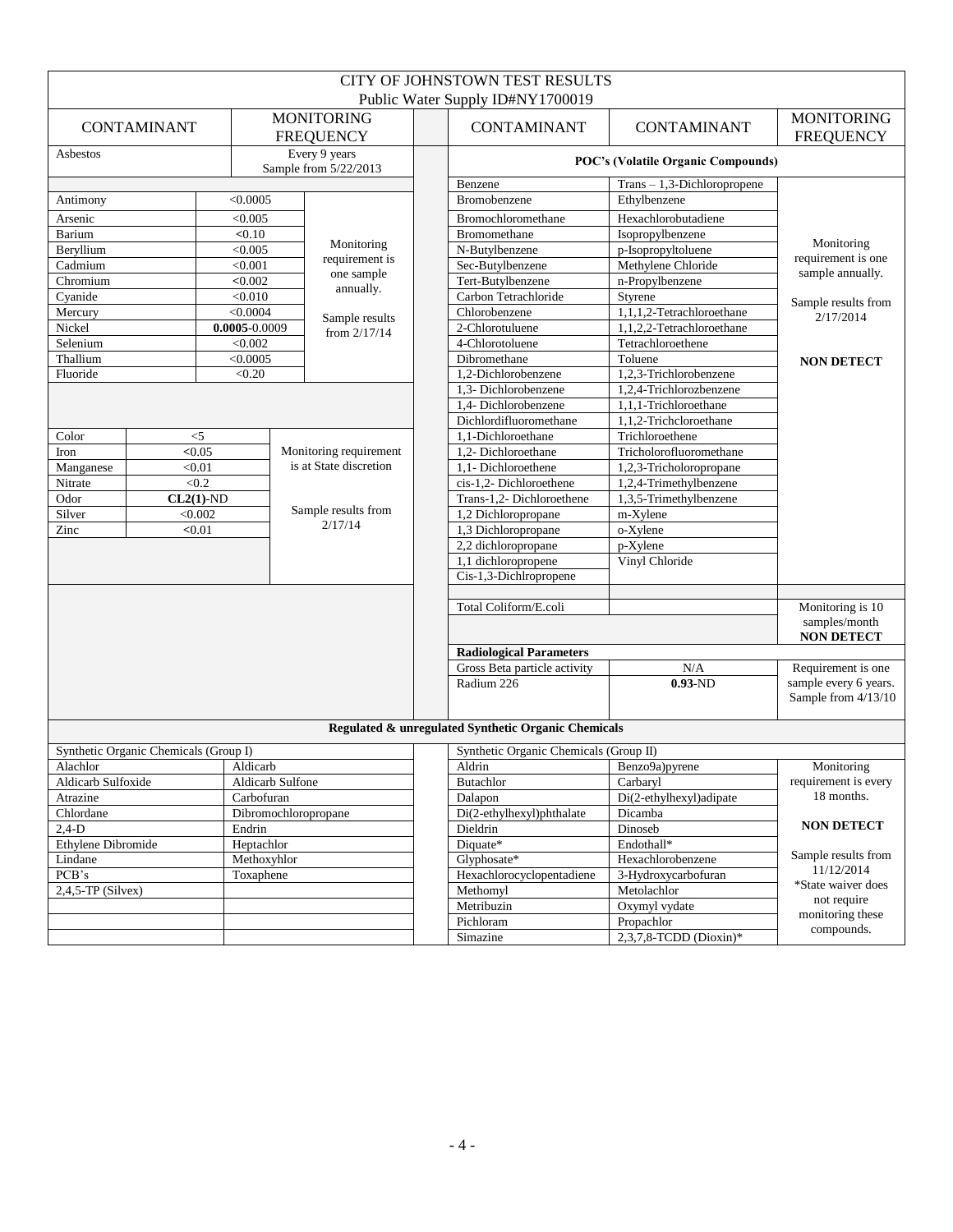# CITY OF JOHNSTOWN TEST RESULTS

Public Water Supply ID#NY1700019

| CONTAMINANT | | MONITORING FREQUENCY |
|---|---|---|
| Asbestos | | Every 9 years Sample from 5/22/2013 |
| Antimony | <0.0005 | Monitoring requirement is one sample annually. Sample results from 2/17/14 |
| Arsenic | <0.005 | |
| Barium | <0.10 | |
| Beryllium | <0.005 | |
| Cadmium | <0.001 | |
| Chromium | <0.002 | |
| Cyanide | <0.010 | |
| Mercury | <0.0004 | |
| Nickel | **0.0005**-0.0009 | |
| Selenium | <0.002 | |
| Thallium | <0.0005 | |
| Fluoride | <0.20 | |

| | | |
|---|---|---|
| Color | <5 | Monitoring requirement is at State discretion. Sample results from 2/17/14 |
| Iron | <0.05 | |
| Manganese | <0.01 | |
| Nitrate | <0.2 | |
| Odor | **CL2(1)**-ND | |
| Silver | <0.002 | |
| Zinc | <0.01 | |

| CONTAMINANT | CONTAMINANT | MONITORING FREQUENCY |
|---|---|---|
| **POC's (Volatile Organic Compounds)** | | |
| Benzene | Trans – 1,3-Dichloropropene | Monitoring requirement is one sample annually. Sample results from 2/17/2014 **NON DETECT** |
| Bromobenzene | Ethylbenzene | |
| Bromochloromethane | Hexachlorobutadiene | |
| Bromomethane | Isopropylbenzene | |
| N-Butylbenzene | p-Isopropyltoluene | |
| Sec-Butylbenzene | Methylene Chloride | |
| Tert-Butylbenzene | n-Propylbenzene | |
| Carbon Tetrachloride | Styrene | |
| Chlorobenzene | 1,1,1,2-Tetrachloroethane | |
| 2-Chlorotuluene | 1,1,2,2-Tetrachloroethane | |
| 4-Chlorotoluene | Tetrachloroethene | |
| Dibromethane | Toluene | |
| 1,2-Dichlorobenzene | 1,2,3-Trichlorobenzene | |
| 1,3- Dichlorobenzene | 1,2,4-Trichlorozbenzene | |
| 1,4- Dichlorobenzene | 1,1,1-Trichloroethane | |
| Dichlordifluoromethane | 1,1,2-Trichcloroethane | |
| 1,1-Dichloroethane | Trichloroethene | |
| 1,2- Dichloroethane | Tricholorofluoromethane | |
| 1,1- Dichloroethene | 1,2,3-Tricholoropropane | |
| cis-1,2- Dichloroethene | 1,2,4-Trimethylbenzene | |
| Trans-1,2- Dichloroethene | 1,3,5-Trimethylbenzene | |
| 1,2 Dichloropropane | m-Xylene | |
| 1,3 Dichloropropane | o-Xylene | |
| 2,2 dichloropropane | p-Xylene | |
| 1,1 dichloropropene | Vinyl Chloride | |
| Cis-1,3-Dichlropropene | | |
| Total Coliform/E.coli | | Monitoring is 10 samples/month **NON DETECT** |
| **Radiological Parameters** | | |
| Gross Beta particle activity | N/A | Requirement is one sample every 6 years. Sample from 4/13/10 |
| Radium 226 | **0.93**-ND | |

**Regulated & unregulated Synthetic Organic Chemicals**

| Synthetic Organic Chemicals (Group I) | |
|---|---|
| Alachlor | Aldicarb |
| Aldicarb Sulfoxide | Aldicarb Sulfone |
| Atrazine | Carbofuran |
| Chlordane | Dibromochloropropane |
| 2,4-D | Endrin |
| Ethylene Dibromide | Heptachlor |
| Lindane | Methoxyhlor |
| PCB's | Toxaphene |
| 2,4,5-TP (Silvex) | |

| Synthetic Organic Chemicals (Group II) | | |
|---|---|---|
| Aldrin | Benzo9a)pyrene | Monitoring requirement is every 18 months. **NON DETECT** Sample results from 11/12/2014 *State waiver does not require monitoring these compounds. |
| Butachlor | Carbaryl | |
| Dalapon | Di(2-ethylhexyl)adipate | |
| Di(2-ethylhexyl)phthalate | Dicamba | |
| Dieldrin | Dinoseb | |
| Diquate* | Endothall* | |
| Glyphosate* | Hexachlorobenzene | |
| Hexachlorocyclopentadiene | 3-Hydroxycarbofuran | |
| Methomyl | Metolachlor | |
| Metribuzin | Oxymyl vydate | |
| Pichloram | Propachlor | |
| Simazine | 2,3,7,8-TCDD (Dioxin)* | |